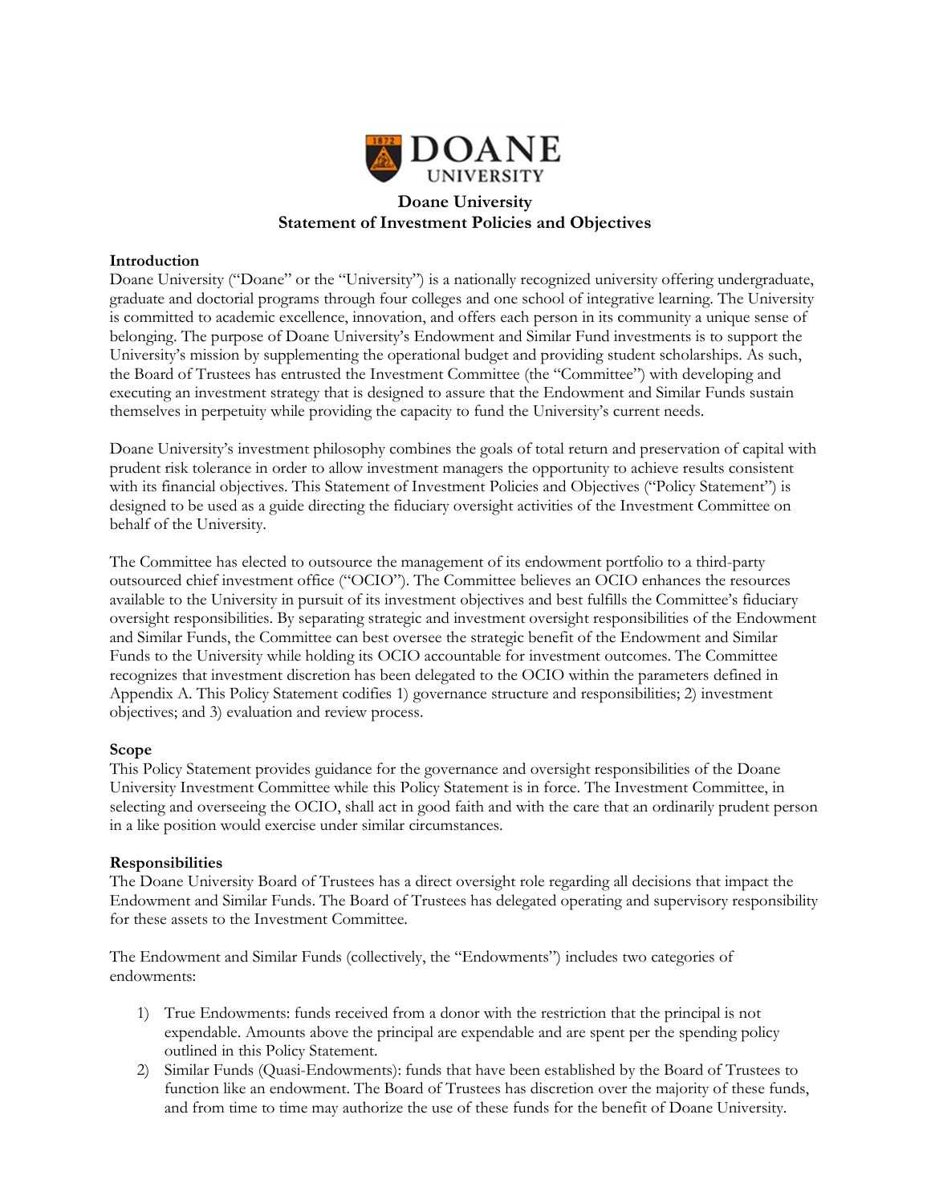# Doane University
## Statement of Investment Policies and Objectives

### Introduction

Doane University ("Doane" or the "University") is a nationally recognized university offering undergraduate, graduate and doctorial programs through four colleges and one school of integrative learning. The University is committed to academic excellence, innovation, and offers each person in its community a unique sense of belonging. The purpose of Doane University's Endowment and Similar Fund investments is to support the University's mission by supplementing the operational budget and providing student scholarships. As such, the Board of Trustees has entrusted the Investment Committee (the "Committee") with developing and executing an investment strategy that is designed to assure that the Endowment and Similar Funds sustain themselves in perpetuity while providing the capacity to fund the University's current needs.

Doane University's investment philosophy combines the goals of total return and preservation of capital with prudent risk tolerance in order to allow investment managers the opportunity to achieve results consistent with its financial objectives. This Statement of Investment Policies and Objectives ("Policy Statement") is designed to be used as a guide directing the fiduciary oversight activities of the Investment Committee on behalf of the University.

The Committee has elected to outsource the management of its endowment portfolio to a third-party outsourced chief investment office ("OCIO"). The Committee believes an OCIO enhances the resources available to the University in pursuit of its investment objectives and best fulfills the Committee's fiduciary oversight responsibilities. By separating strategic and investment oversight responsibilities of the Endowment and Similar Funds, the Committee can best oversee the strategic benefit of the Endowment and Similar Funds to the University while holding its OCIO accountable for investment outcomes. The Committee recognizes that investment discretion has been delegated to the OCIO within the parameters defined in Appendix A. This Policy Statement codifies 1) governance structure and responsibilities; 2) investment objectives; and 3) evaluation and review process.

### Scope

This Policy Statement provides guidance for the governance and oversight responsibilities of the Doane University Investment Committee while this Policy Statement is in force. The Investment Committee, in selecting and overseeing the OCIO, shall act in good faith and with the care that an ordinarily prudent person in a like position would exercise under similar circumstances.

### Responsibilities

The Doane University Board of Trustees has a direct oversight role regarding all decisions that impact the Endowment and Similar Funds. The Board of Trustees has delegated operating and supervisory responsibility for these assets to the Investment Committee.

The Endowment and Similar Funds (collectively, the "Endowments") includes two categories of endowments:

1) True Endowments: funds received from a donor with the restriction that the principal is not expendable. Amounts above the principal are expendable and are spent per the spending policy outlined in this Policy Statement.
2) Similar Funds (Quasi-Endowments): funds that have been established by the Board of Trustees to function like an endowment. The Board of Trustees has discretion over the majority of these funds, and from time to time may authorize the use of these funds for the benefit of Doane University.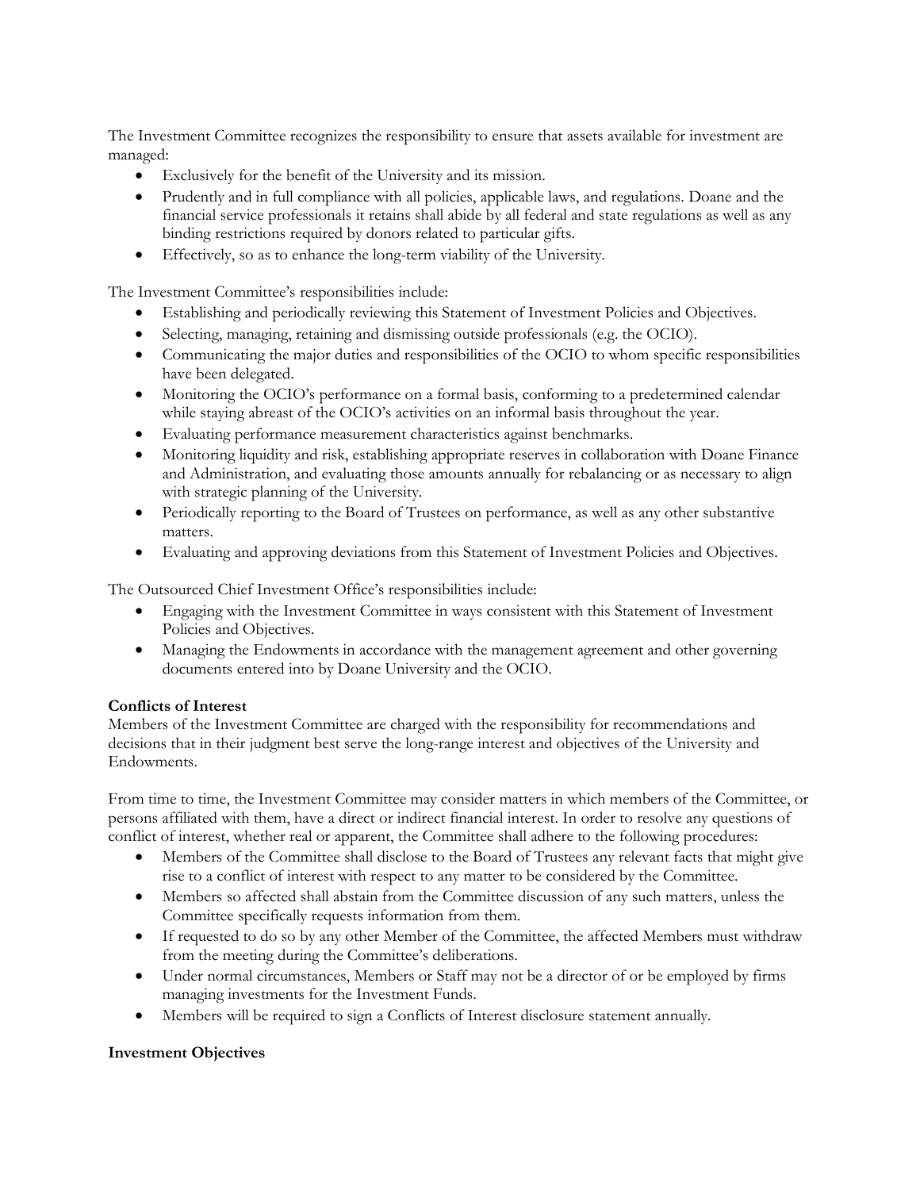The Investment Committee recognizes the responsibility to ensure that assets available for investment are managed:

- Exclusively for the benefit of the University and its mission.
- Prudently and in full compliance with all policies, applicable laws, and regulations. Doane and the financial service professionals it retains shall abide by all federal and state regulations as well as any binding restrictions required by donors related to particular gifts.
- Effectively, so as to enhance the long-term viability of the University.

The Investment Committee's responsibilities include:

- Establishing and periodically reviewing this Statement of Investment Policies and Objectives.
- Selecting, managing, retaining and dismissing outside professionals (e.g. the OCIO).
- Communicating the major duties and responsibilities of the OCIO to whom specific responsibilities have been delegated.
- Monitoring the OCIO's performance on a formal basis, conforming to a predetermined calendar while staying abreast of the OCIO's activities on an informal basis throughout the year.
- Evaluating performance measurement characteristics against benchmarks.
- Monitoring liquidity and risk, establishing appropriate reserves in collaboration with Doane Finance and Administration, and evaluating those amounts annually for rebalancing or as necessary to align with strategic planning of the University.
- Periodically reporting to the Board of Trustees on performance, as well as any other substantive matters.
- Evaluating and approving deviations from this Statement of Investment Policies and Objectives.

The Outsourced Chief Investment Office's responsibilities include:

- Engaging with the Investment Committee in ways consistent with this Statement of Investment Policies and Objectives.
- Managing the Endowments in accordance with the management agreement and other governing documents entered into by Doane University and the OCIO.

**Conflicts of Interest**

Members of the Investment Committee are charged with the responsibility for recommendations and decisions that in their judgment best serve the long-range interest and objectives of the University and Endowments.

From time to time, the Investment Committee may consider matters in which members of the Committee, or persons affiliated with them, have a direct or indirect financial interest. In order to resolve any questions of conflict of interest, whether real or apparent, the Committee shall adhere to the following procedures:

- Members of the Committee shall disclose to the Board of Trustees any relevant facts that might give rise to a conflict of interest with respect to any matter to be considered by the Committee.
- Members so affected shall abstain from the Committee discussion of any such matters, unless the Committee specifically requests information from them.
- If requested to do so by any other Member of the Committee, the affected Members must withdraw from the meeting during the Committee's deliberations.
- Under normal circumstances, Members or Staff may not be a director of or be employed by firms managing investments for the Investment Funds.
- Members will be required to sign a Conflicts of Interest disclosure statement annually.

**Investment Objectives**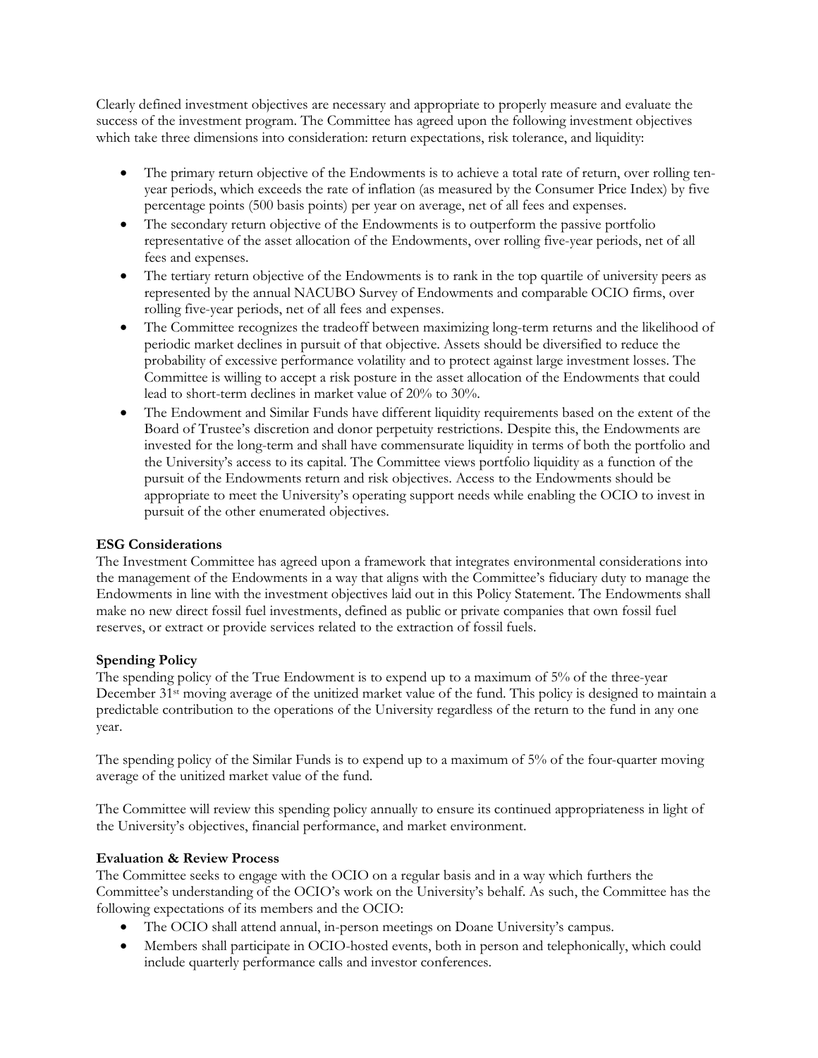Clearly defined investment objectives are necessary and appropriate to properly measure and evaluate the success of the investment program. The Committee has agreed upon the following investment objectives which take three dimensions into consideration: return expectations, risk tolerance, and liquidity:

- The primary return objective of the Endowments is to achieve a total rate of return, over rolling ten-year periods, which exceeds the rate of inflation (as measured by the Consumer Price Index) by five percentage points (500 basis points) per year on average, net of all fees and expenses.
- The secondary return objective of the Endowments is to outperform the passive portfolio representative of the asset allocation of the Endowments, over rolling five-year periods, net of all fees and expenses.
- The tertiary return objective of the Endowments is to rank in the top quartile of university peers as represented by the annual NACUBO Survey of Endowments and comparable OCIO firms, over rolling five-year periods, net of all fees and expenses.
- The Committee recognizes the tradeoff between maximizing long-term returns and the likelihood of periodic market declines in pursuit of that objective. Assets should be diversified to reduce the probability of excessive performance volatility and to protect against large investment losses. The Committee is willing to accept a risk posture in the asset allocation of the Endowments that could lead to short-term declines in market value of 20% to 30%.
- The Endowment and Similar Funds have different liquidity requirements based on the extent of the Board of Trustee's discretion and donor perpetuity restrictions. Despite this, the Endowments are invested for the long-term and shall have commensurate liquidity in terms of both the portfolio and the University's access to its capital. The Committee views portfolio liquidity as a function of the pursuit of the Endowments return and risk objectives. Access to the Endowments should be appropriate to meet the University's operating support needs while enabling the OCIO to invest in pursuit of the other enumerated objectives.

**ESG Considerations**

The Investment Committee has agreed upon a framework that integrates environmental considerations into the management of the Endowments in a way that aligns with the Committee's fiduciary duty to manage the Endowments in line with the investment objectives laid out in this Policy Statement. The Endowments shall make no new direct fossil fuel investments, defined as public or private companies that own fossil fuel reserves, or extract or provide services related to the extraction of fossil fuels.

**Spending Policy**

The spending policy of the True Endowment is to expend up to a maximum of 5% of the three-year December 31st moving average of the unitized market value of the fund. This policy is designed to maintain a predictable contribution to the operations of the University regardless of the return to the fund in any one year.

The spending policy of the Similar Funds is to expend up to a maximum of 5% of the four-quarter moving average of the unitized market value of the fund.

The Committee will review this spending policy annually to ensure its continued appropriateness in light of the University's objectives, financial performance, and market environment.

**Evaluation & Review Process**

The Committee seeks to engage with the OCIO on a regular basis and in a way which furthers the Committee's understanding of the OCIO's work on the University's behalf. As such, the Committee has the following expectations of its members and the OCIO:

- The OCIO shall attend annual, in-person meetings on Doane University's campus.
- Members shall participate in OCIO-hosted events, both in person and telephonically, which could include quarterly performance calls and investor conferences.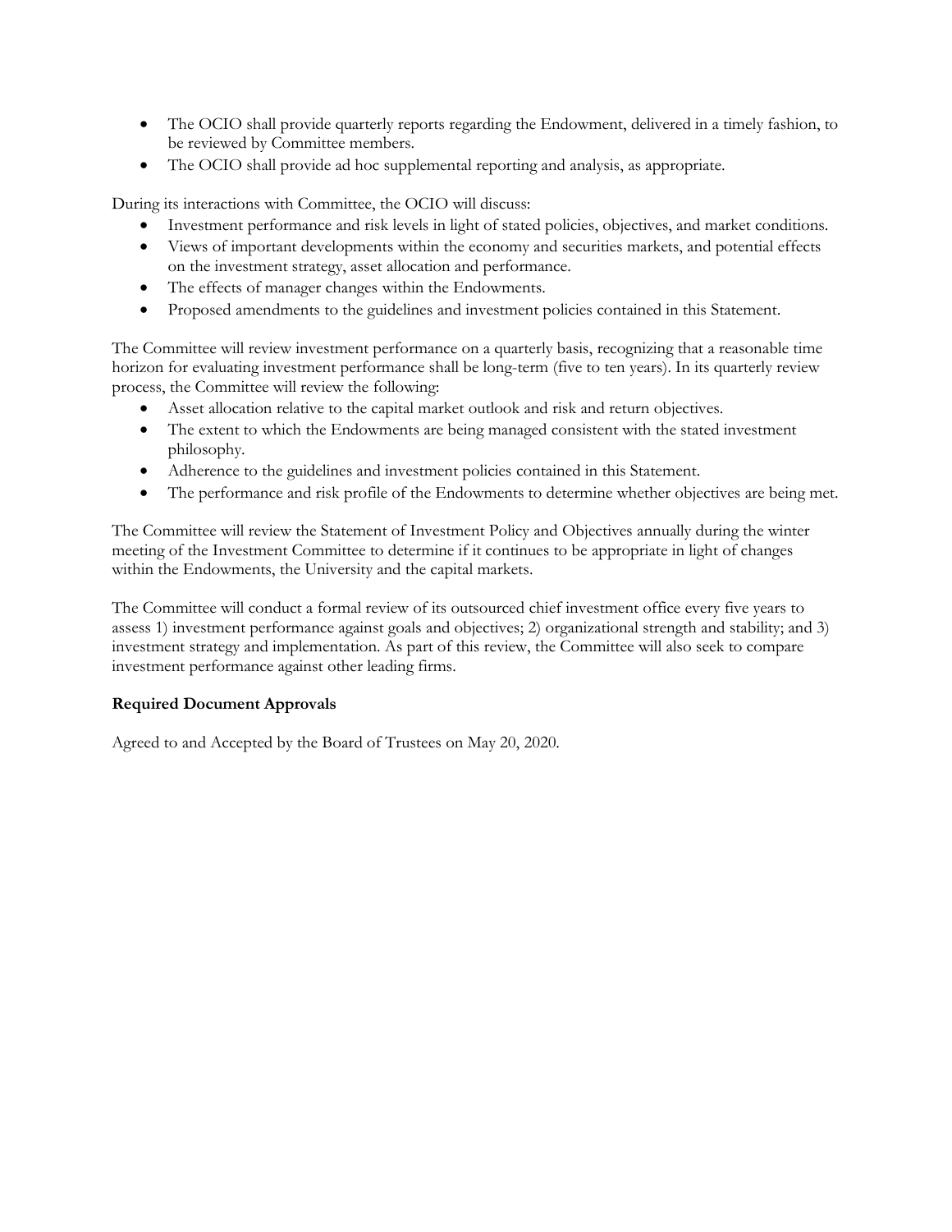- The OCIO shall provide quarterly reports regarding the Endowment, delivered in a timely fashion, to be reviewed by Committee members.
- The OCIO shall provide ad hoc supplemental reporting and analysis, as appropriate.

During its interactions with Committee, the OCIO will discuss:

- Investment performance and risk levels in light of stated policies, objectives, and market conditions.
- Views of important developments within the economy and securities markets, and potential effects on the investment strategy, asset allocation and performance.
- The effects of manager changes within the Endowments.
- Proposed amendments to the guidelines and investment policies contained in this Statement.

The Committee will review investment performance on a quarterly basis, recognizing that a reasonable time horizon for evaluating investment performance shall be long-term (five to ten years). In its quarterly review process, the Committee will review the following:

- Asset allocation relative to the capital market outlook and risk and return objectives.
- The extent to which the Endowments are being managed consistent with the stated investment philosophy.
- Adherence to the guidelines and investment policies contained in this Statement.
- The performance and risk profile of the Endowments to determine whether objectives are being met.

The Committee will review the Statement of Investment Policy and Objectives annually during the winter meeting of the Investment Committee to determine if it continues to be appropriate in light of changes within the Endowments, the University and the capital markets.

The Committee will conduct a formal review of its outsourced chief investment office every five years to assess 1) investment performance against goals and objectives; 2) organizational strength and stability; and 3) investment strategy and implementation. As part of this review, the Committee will also seek to compare investment performance against other leading firms.

**Required Document Approvals**

Agreed to and Accepted by the Board of Trustees on May 20, 2020.